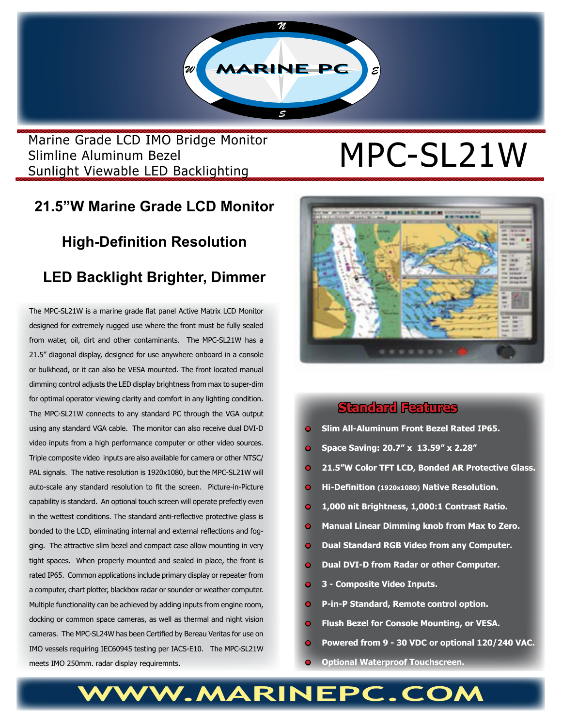MARINE PC

Marine Grade LCD IMO Bridge Monitor
Slimline Aluminum Bezel
Sunlight Viewable LED Backlighting

# MPC-SL21W

## 21.5"W Marine Grade LCD Monitor

## High-Definition Resolution

## LED Backlight Brighter, Dimmer

The MPC-SL21W is a marine grade flat panel Active Matrix LCD Monitor designed for extremely rugged use where the front must be fully sealed from water, oil, dirt and other contaminants. The MPC-SL21W has a 21.5" diagonal display, designed for use anywhere onboard in a console or bulkhead, or it can also be VESA mounted. The front located manual dimming control adjusts the LED display brightness from max to super-dim for optimal operator viewing clarity and comfort in any lighting condition. The MPC-SL21W connects to any standard PC through the VGA output using any standard VGA cable. The monitor can also receive dual DVI-D video inputs from a high performance computer or other video sources. Triple composite video inputs are also available for camera or other NTSC/PAL signals. The native resolution is 1920x1080, but the MPC-SL21W will auto-scale any standard resolution to fit the screen. Picture-in-Picture capability is standard. An optional touch screen will operate prefectly even in the wettest conditions. The standard anti-reflective protective glass is bonded to the LCD, eliminating internal and external reflections and fogging. The attractive slim bezel and compact case allow mounting in very tight spaces. When properly mounted and sealed in place, the front is rated IP65. Common applications include primary display or repeater from a computer, chart plotter, blackbox radar or sounder or weather computer. Multiple functionality can be achieved by adding inputs from engine room, docking or common space cameras, as well as thermal and night vision cameras. The MPC-SL24W has been Certified by Bereau Veritas for use on IMO vessels requiring IEC60945 testing per IACS-E10. The MPC-SL21W meets IMO 250mm. radar display requiremnts.

### Standard Features

- **Slim All-Aluminum Front Bezel Rated IP65.**
- **Space Saving: 20.7" x 13.59" x 2.28"**
- **21.5"W Color TFT LCD, Bonded AR Protective Glass.**
- **Hi-Definition (1920x1080) Native Resolution.**
- **1,000 nit Brightness, 1,000:1 Contrast Ratio.**
- **Manual Linear Dimming knob from Max to Zero.**
- **Dual Standard RGB Video from any Computer.**
- **Dual DVI-D from Radar or other Computer.**
- **3 - Composite Video Inputs.**
- **P-in-P Standard, Remote control option.**
- **Flush Bezel for Console Mounting, or VESA.**
- **Powered from 9 - 30 VDC or optional 120/240 VAC.**
- **Optional Waterproof Touchscreen.**

**WWW.MARINEPC.COM**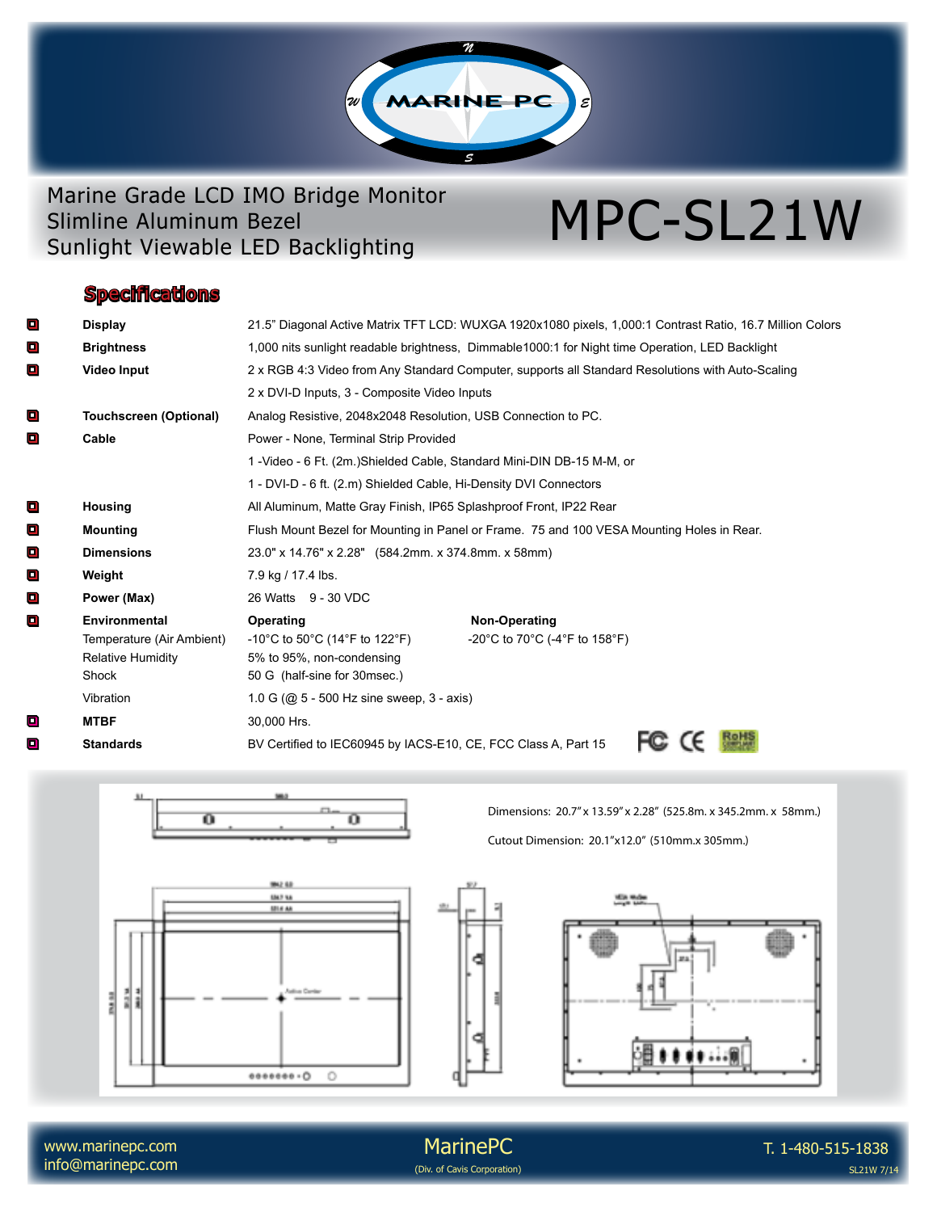MARINE PC

Marine Grade LCD IMO Bridge Monitor
Slimline Aluminum Bezel
Sunlight Viewable LED Backlighting

# MPC-SL21W

## Specifications

| | | |
|---|---|---|
| **Display** | 21.5" Diagonal Active Matrix TFT LCD: WUXGA 1920x1080 pixels, 1,000:1 Contrast Ratio, 16.7 Million Colors | |
| **Brightness** | 1,000 nits sunlight readable brightness, Dimmable1000:1 for Night time Operation, LED Backlight | |
| **Video Input** | 2 x RGB 4:3 Video from Any Standard Computer, supports all Standard Resolutions with Auto-Scaling | |
| | 2 x DVI-D Inputs, 3 - Composite Video Inputs | |
| **Touchscreen (Optional)** | Analog Resistive, 2048x2048 Resolution, USB Connection to PC. | |
| **Cable** | Power - None, Terminal Strip Provided | |
| | 1 -Video - 6 Ft. (2m.)Shielded Cable, Standard Mini-DIN DB-15 M-M, or | |
| | 1 - DVI-D - 6 ft. (2.m) Shielded Cable, Hi-Density DVI Connectors | |
| **Housing** | All Aluminum, Matte Gray Finish, IP65 Splashproof Front, IP22 Rear | |
| **Mounting** | Flush Mount Bezel for Mounting in Panel or Frame. 75 and 100 VESA Mounting Holes in Rear. | |
| **Dimensions** | 23.0" x 14.76" x 2.28" (584.2mm. x 374.8mm. x 58mm) | |
| **Weight** | 7.9 kg / 17.4 lbs. | |
| **Power (Max)** | 26 Watts 9 - 30 VDC | |
| **Environmental** | **Operating** | **Non-Operating** |
| Temperature (Air Ambient) | -10°C to 50°C (14°F to 122°F) | -20°C to 70°C (-4°F to 158°F) |
| Relative Humidity | 5% to 95%, non-condensing | |
| Shock | 50 G (half-sine for 30msec.) | |
| Vibration | 1.0 G (@ 5 - 500 Hz sine sweep, 3 - axis) | |
| **MTBF** | 30,000 Hrs. | |
| **Standards** | BV Certified to IEC60945 by IACS-E10, CE, FCC Class A, Part 15 | |

Dimensions: 20.7" x 13.59" x 2.28" (525.8m. x 345.2mm. x 58mm.)

Cutout Dimension: 20.1"x12.0" (510mm.x 305mm.)

www.marinepc.com
info@marinepc.com

MarinePC
(Div. of Cavis Corporation)

T. 1-480-515-1838
SL21W 7/14